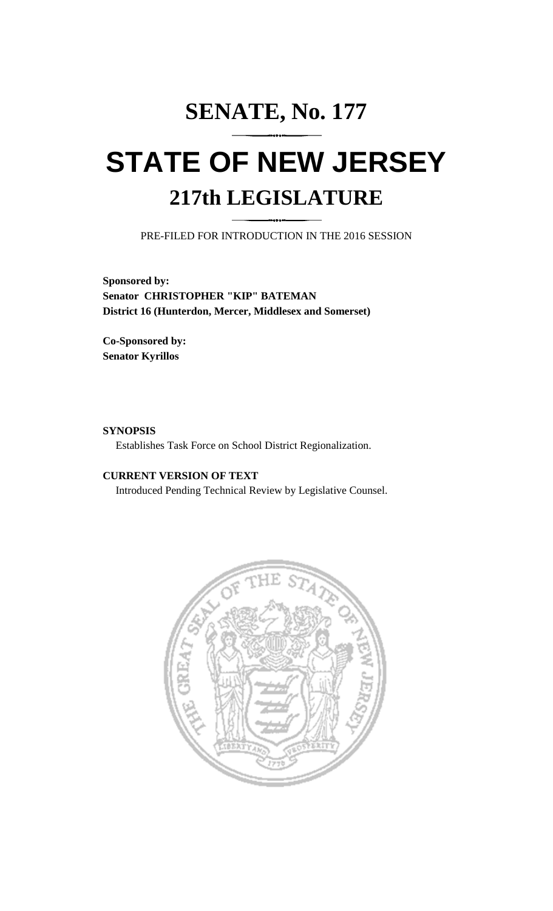# SENATE, No. 177

# STATE OF NEW JERSEY

## 217th LEGISLATURE

PRE-FILED FOR INTRODUCTION IN THE 2016 SESSION

**Sponsored by:**
**Senator CHRISTOPHER "KIP" BATEMAN**
**District 16 (Hunterdon, Mercer, Middlesex and Somerset)**

**Co-Sponsored by:**
**Senator Kyrillos**

**SYNOPSIS**

Establishes Task Force on School District Regionalization.

**CURRENT VERSION OF TEXT**

Introduced Pending Technical Review by Legislative Counsel.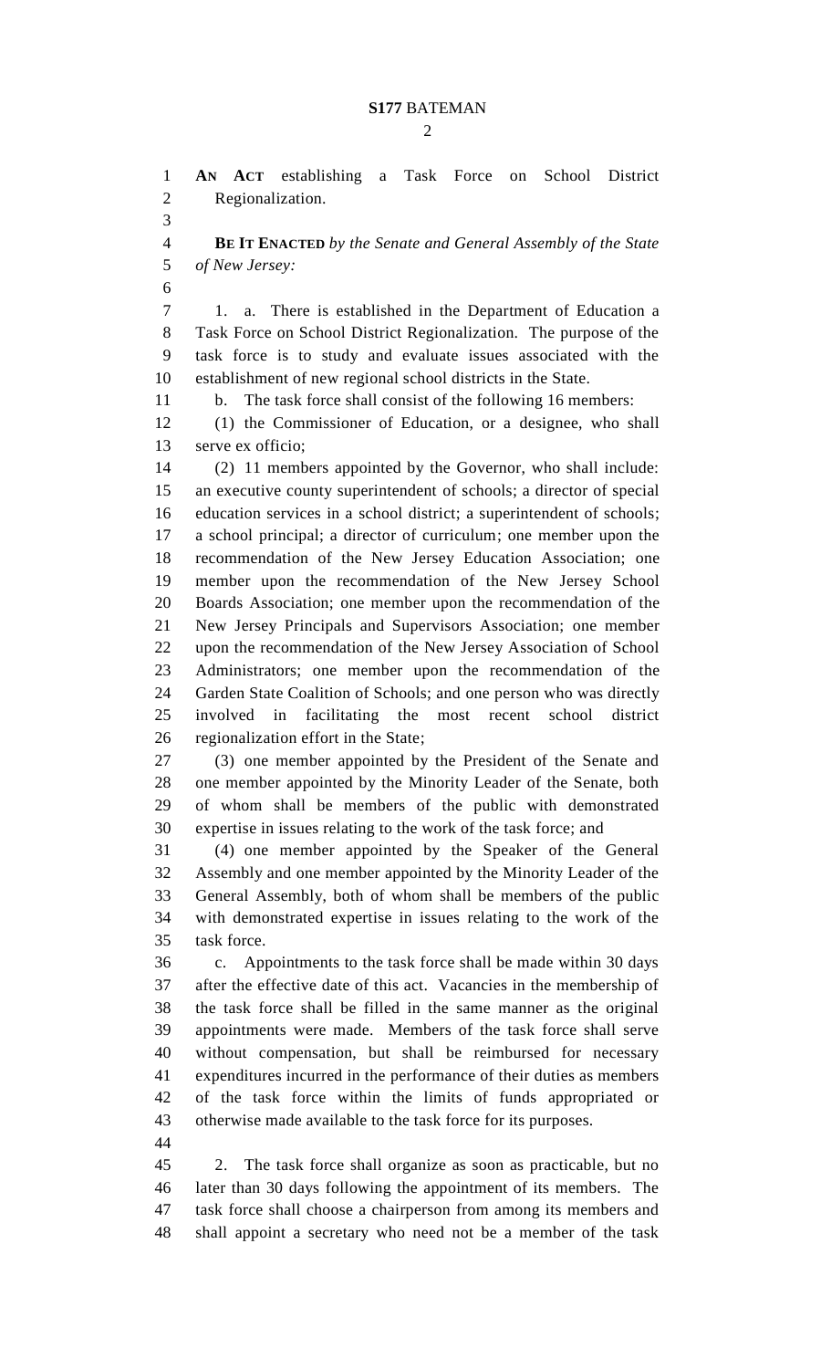**AN ACT** establishing a Task Force on School District Regionalization.

**BE IT ENACTED** *by the Senate and General Assembly of the State of New Jersey:*

1. a. There is established in the Department of Education a Task Force on School District Regionalization. The purpose of the task force is to study and evaluate issues associated with the establishment of new regional school districts in the State.

b. The task force shall consist of the following 16 members:

(1) the Commissioner of Education, or a designee, who shall serve ex officio;

(2) 11 members appointed by the Governor, who shall include: an executive county superintendent of schools; a director of special education services in a school district; a superintendent of schools; a school principal; a director of curriculum; one member upon the recommendation of the New Jersey Education Association; one member upon the recommendation of the New Jersey School Boards Association; one member upon the recommendation of the New Jersey Principals and Supervisors Association; one member upon the recommendation of the New Jersey Association of School Administrators; one member upon the recommendation of the Garden State Coalition of Schools; and one person who was directly involved in facilitating the most recent school district regionalization effort in the State;

(3) one member appointed by the President of the Senate and one member appointed by the Minority Leader of the Senate, both of whom shall be members of the public with demonstrated expertise in issues relating to the work of the task force; and

(4) one member appointed by the Speaker of the General Assembly and one member appointed by the Minority Leader of the General Assembly, both of whom shall be members of the public with demonstrated expertise in issues relating to the work of the task force.

c. Appointments to the task force shall be made within 30 days after the effective date of this act. Vacancies in the membership of the task force shall be filled in the same manner as the original appointments were made. Members of the task force shall serve without compensation, but shall be reimbursed for necessary expenditures incurred in the performance of their duties as members of the task force within the limits of funds appropriated or otherwise made available to the task force for its purposes.

2. The task force shall organize as soon as practicable, but no later than 30 days following the appointment of its members. The task force shall choose a chairperson from among its members and shall appoint a secretary who need not be a member of the task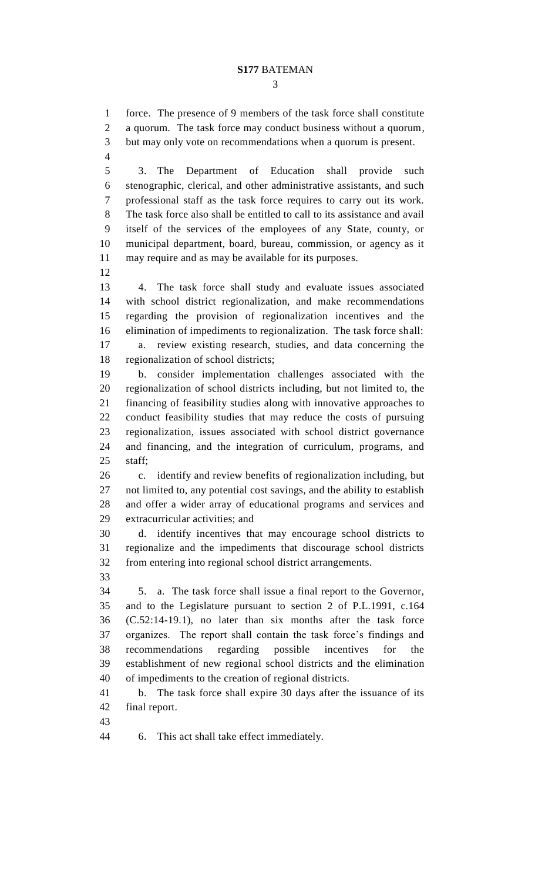force. The presence of 9 members of the task force shall constitute a quorum. The task force may conduct business without a quorum, but may only vote on recommendations when a quorum is present.

3. The Department of Education shall provide such stenographic, clerical, and other administrative assistants, and such professional staff as the task force requires to carry out its work. The task force also shall be entitled to call to its assistance and avail itself of the services of the employees of any State, county, or municipal department, board, bureau, commission, or agency as it may require and as may be available for its purposes.

4. The task force shall study and evaluate issues associated with school district regionalization, and make recommendations regarding the provision of regionalization incentives and the elimination of impediments to regionalization. The task force shall:

a. review existing research, studies, and data concerning the regionalization of school districts;

b. consider implementation challenges associated with the regionalization of school districts including, but not limited to, the financing of feasibility studies along with innovative approaches to conduct feasibility studies that may reduce the costs of pursuing regionalization, issues associated with school district governance and financing, and the integration of curriculum, programs, and staff;

c. identify and review benefits of regionalization including, but not limited to, any potential cost savings, and the ability to establish and offer a wider array of educational programs and services and extracurricular activities; and

d. identify incentives that may encourage school districts to regionalize and the impediments that discourage school districts from entering into regional school district arrangements.

5. a. The task force shall issue a final report to the Governor, and to the Legislature pursuant to section 2 of P.L.1991, c.164 (C.52:14-19.1), no later than six months after the task force organizes. The report shall contain the task force's findings and recommendations regarding possible incentives for the establishment of new regional school districts and the elimination of impediments to the creation of regional districts.

b. The task force shall expire 30 days after the issuance of its final report.

6. This act shall take effect immediately.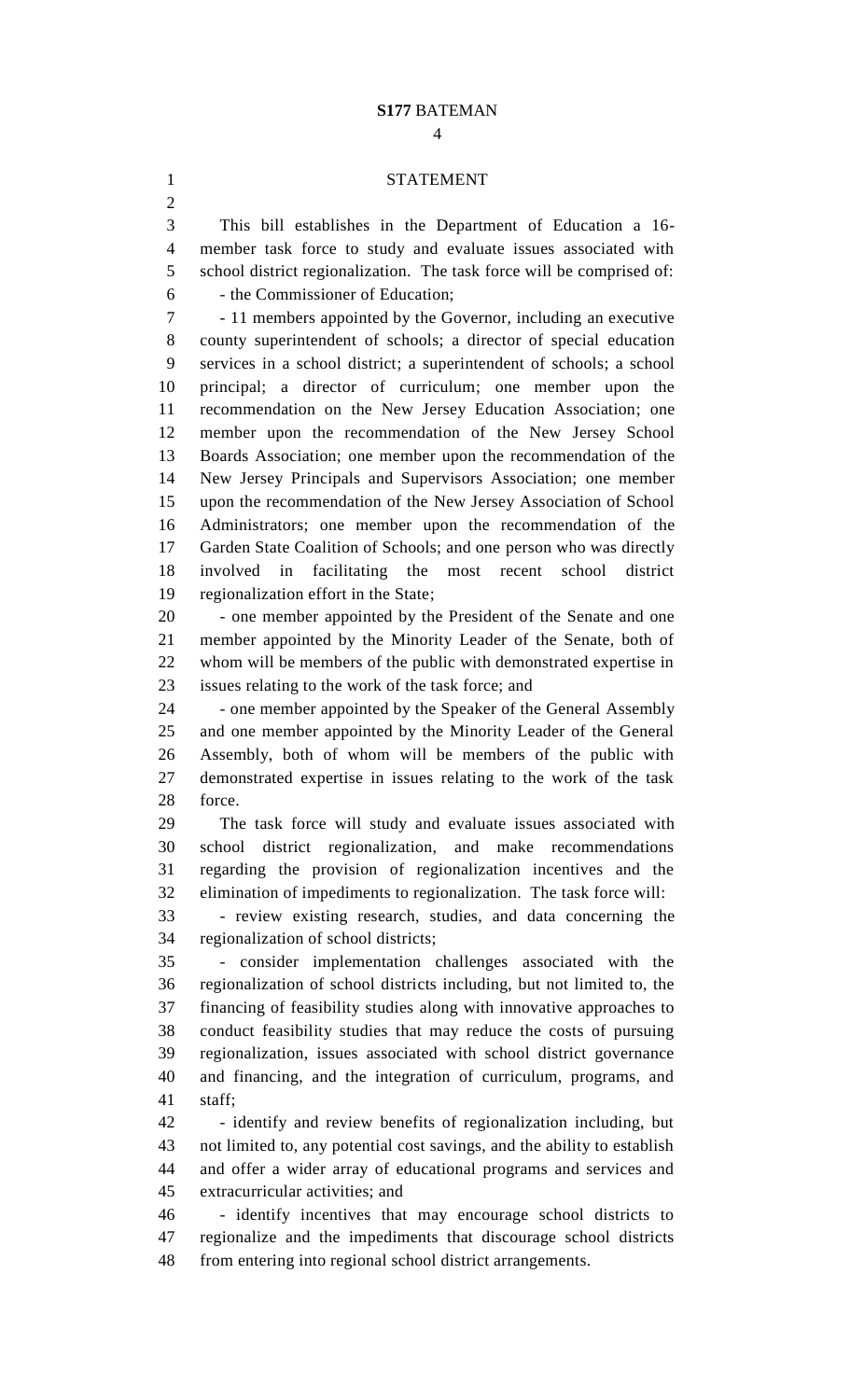# STATEMENT

This bill establishes in the Department of Education a 16-member task force to study and evaluate issues associated with school district regionalization. The task force will be comprised of:

- the Commissioner of Education;
- 11 members appointed by the Governor, including an executive county superintendent of schools; a director of special education services in a school district; a superintendent of schools; a school principal; a director of curriculum; one member upon the recommendation on the New Jersey Education Association; one member upon the recommendation of the New Jersey School Boards Association; one member upon the recommendation of the New Jersey Principals and Supervisors Association; one member upon the recommendation of the New Jersey Association of School Administrators; one member upon the recommendation of the Garden State Coalition of Schools; and one person who was directly involved in facilitating the most recent school district regionalization effort in the State;
- one member appointed by the President of the Senate and one member appointed by the Minority Leader of the Senate, both of whom will be members of the public with demonstrated expertise in issues relating to the work of the task force; and
- one member appointed by the Speaker of the General Assembly and one member appointed by the Minority Leader of the General Assembly, both of whom will be members of the public with demonstrated expertise in issues relating to the work of the task force.

The task force will study and evaluate issues associated with school district regionalization, and make recommendations regarding the provision of regionalization incentives and the elimination of impediments to regionalization. The task force will:

- review existing research, studies, and data concerning the regionalization of school districts;
- consider implementation challenges associated with the regionalization of school districts including, but not limited to, the financing of feasibility studies along with innovative approaches to conduct feasibility studies that may reduce the costs of pursuing regionalization, issues associated with school district governance and financing, and the integration of curriculum, programs, and staff;
- identify and review benefits of regionalization including, but not limited to, any potential cost savings, and the ability to establish and offer a wider array of educational programs and services and extracurricular activities; and
- identify incentives that may encourage school districts to regionalize and the impediments that discourage school districts from entering into regional school district arrangements.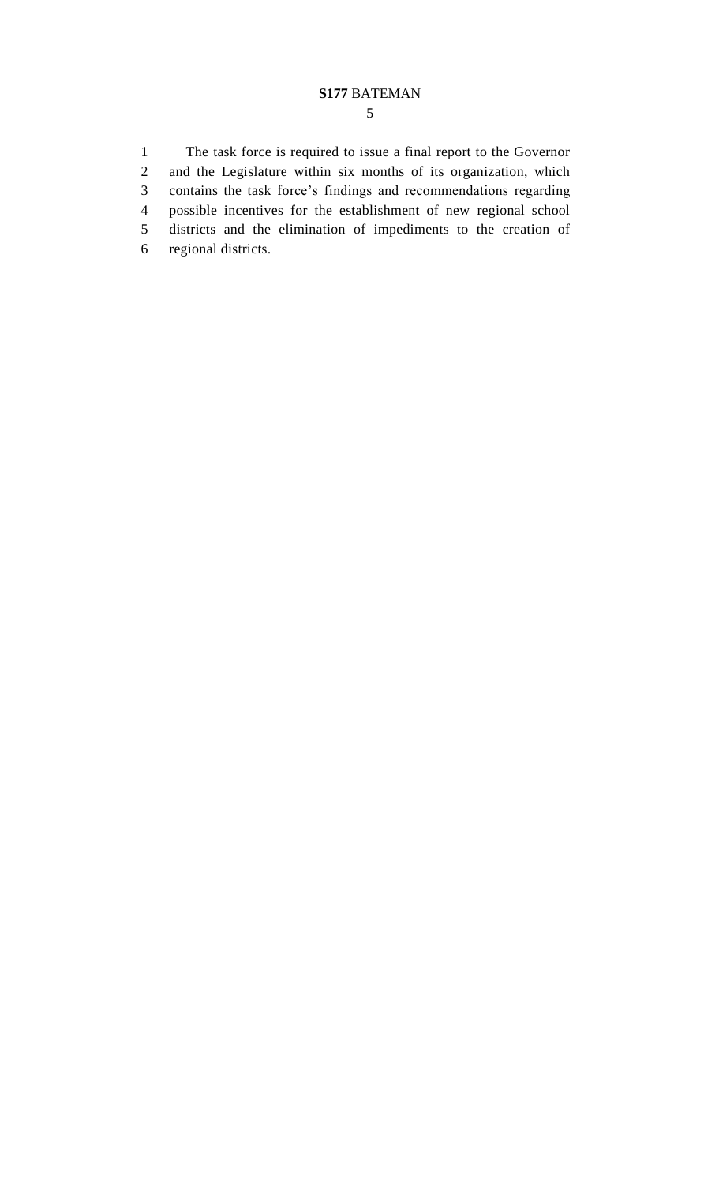The task force is required to issue a final report to the Governor and the Legislature within six months of its organization, which contains the task force's findings and recommendations regarding possible incentives for the establishment of new regional school districts and the elimination of impediments to the creation of regional districts.